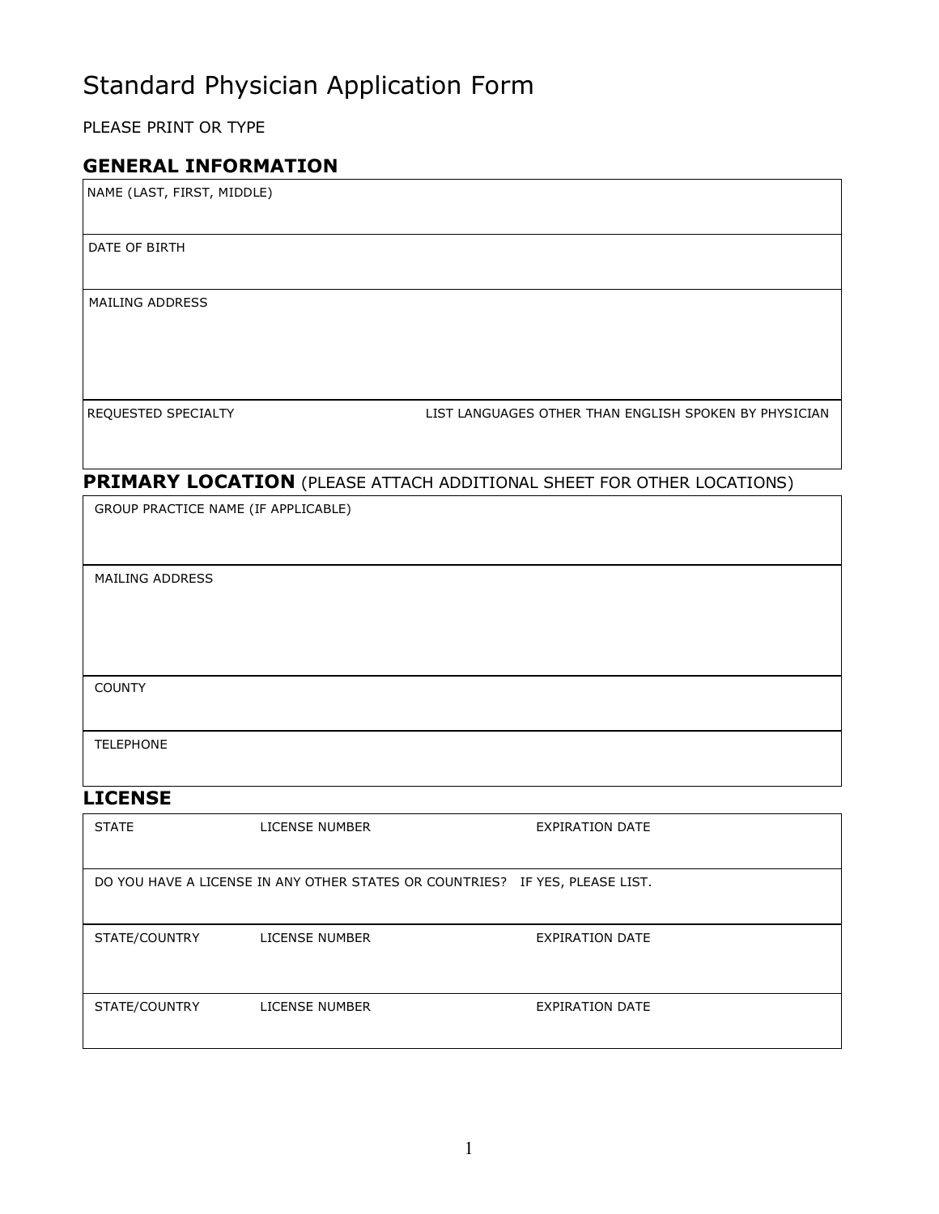# Standard Physician Application Form

PLEASE PRINT OR TYPE

## GENERAL INFORMATION

| NAME (LAST, FIRST, MIDDLE) | |
|---|---|
| DATE OF BIRTH | |
| MAILING ADDRESS | |
| REQUESTED SPECIALTY | LIST LANGUAGES OTHER THAN ENGLISH SPOKEN BY PHYSICIAN |

## PRIMARY LOCATION (PLEASE ATTACH ADDITIONAL SHEET FOR OTHER LOCATIONS)

| GROUP PRACTICE NAME (IF APPLICABLE) |
|---|
| MAILING ADDRESS |
| COUNTY |
| TELEPHONE |

## LICENSE

| STATE | LICENSE NUMBER | EXPIRATION DATE |
|---|---|---|
| DO YOU HAVE A LICENSE IN ANY OTHER STATES OR COUNTRIES? IF YES, PLEASE LIST. | | |
| STATE/COUNTRY | LICENSE NUMBER | EXPIRATION DATE |
| STATE/COUNTRY | LICENSE NUMBER | EXPIRATION DATE |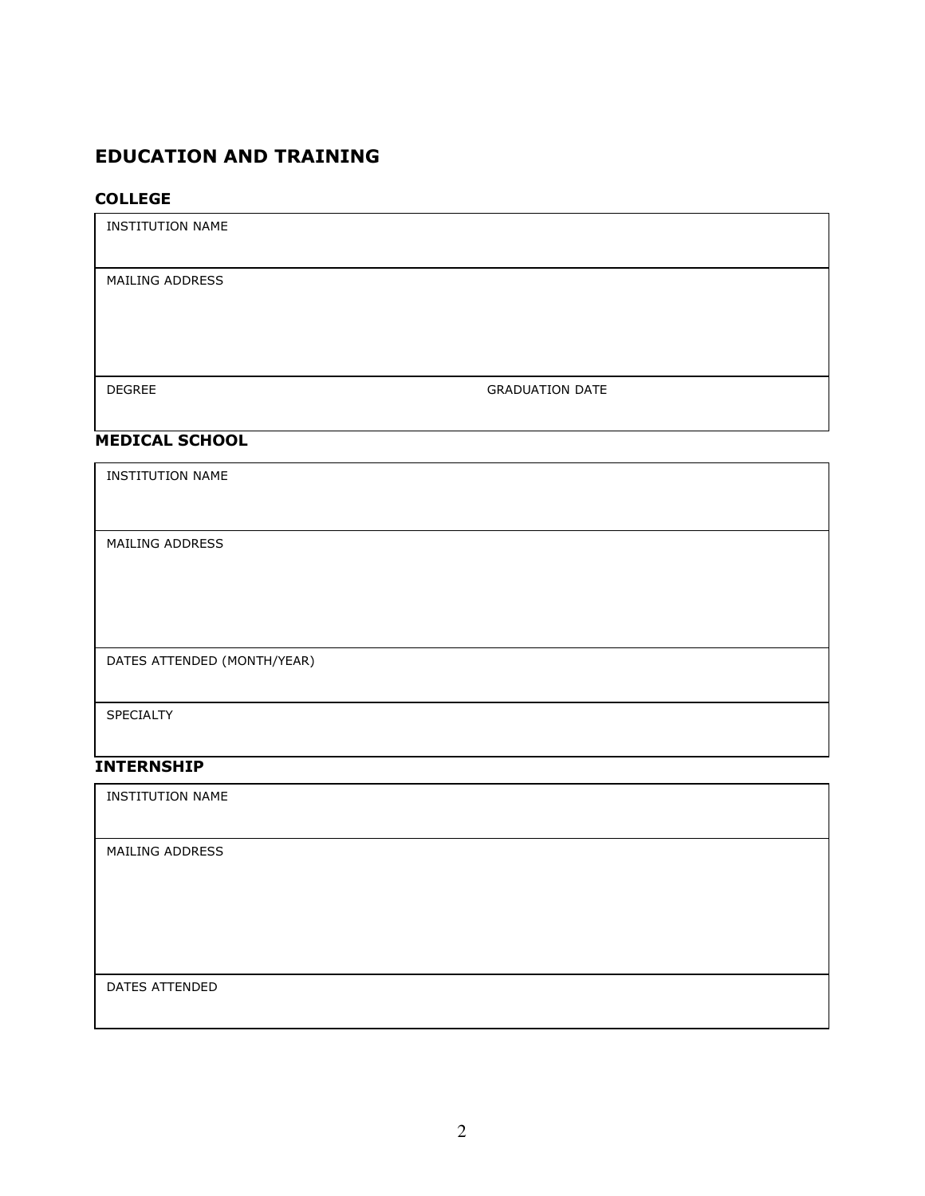## EDUCATION AND TRAINING

### COLLEGE

| INSTITUTION NAME | |
|---|---|
| MAILING ADDRESS | |
| DEGREE | GRADUATION DATE |

### MEDICAL SCHOOL

| INSTITUTION NAME |
|---|
| MAILING ADDRESS |
| DATES ATTENDED (MONTH/YEAR) |
| SPECIALTY |

### INTERNSHIP

| INSTITUTION NAME |
|---|
| MAILING ADDRESS |
| DATES ATTENDED |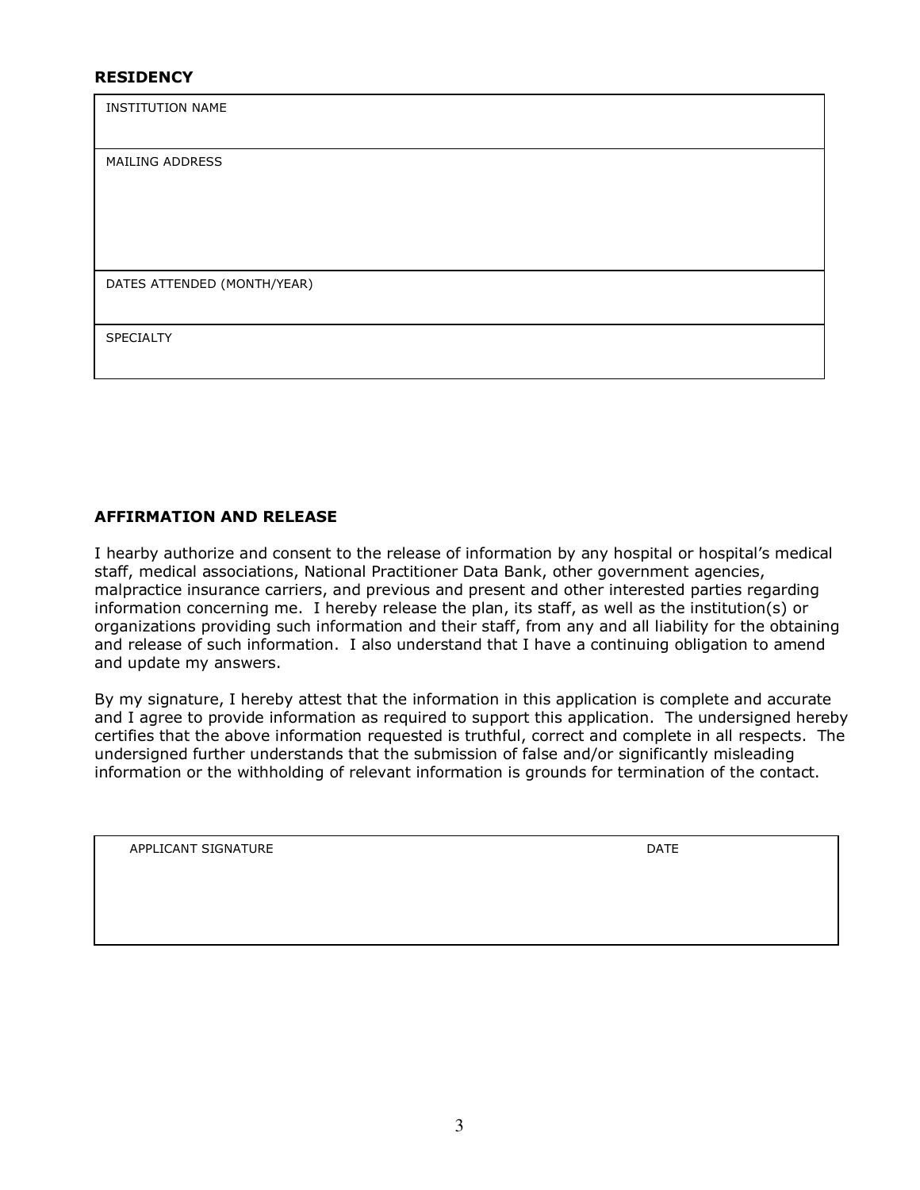**RESIDENCY**

| |
|---|
| INSTITUTION NAME |
| MAILING ADDRESS |
| DATES ATTENDED (MONTH/YEAR) |
| SPECIALTY |

**AFFIRMATION AND RELEASE**

I hearby authorize and consent to the release of information by any hospital or hospital's medical staff, medical associations, National Practitioner Data Bank, other government agencies, malpractice insurance carriers, and previous and present and other interested parties regarding information concerning me. I hereby release the plan, its staff, as well as the institution(s) or organizations providing such information and their staff, from any and all liability for the obtaining and release of such information. I also understand that I have a continuing obligation to amend and update my answers.

By my signature, I hereby attest that the information in this application is complete and accurate and I agree to provide information as required to support this application. The undersigned hereby certifies that the above information requested is truthful, correct and complete in all respects. The undersigned further understands that the submission of false and/or significantly misleading information or the withholding of relevant information is grounds for termination of the contact.

| APPLICANT SIGNATURE | DATE |
|---|---|
| | |